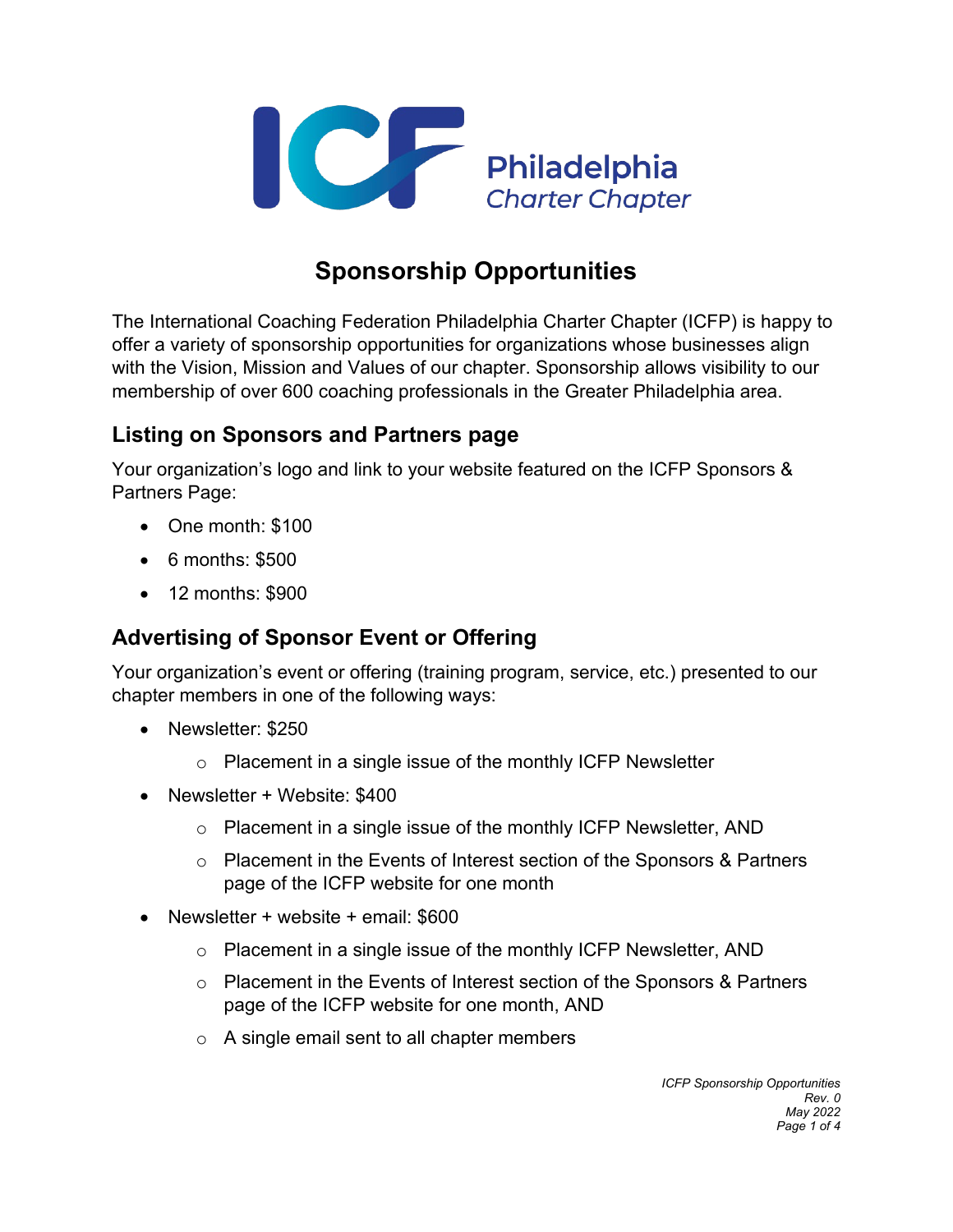ICF Philadelphia Charter Chapter

# Sponsorship Opportunities

The International Coaching Federation Philadelphia Charter Chapter (ICFP) is happy to offer a variety of sponsorship opportunities for organizations whose businesses align with the Vision, Mission and Values of our chapter. Sponsorship allows visibility to our membership of over 600 coaching professionals in the Greater Philadelphia area.

## Listing on Sponsors and Partners page

Your organization's logo and link to your website featured on the ICFP Sponsors & Partners Page:

- One month: $100
- 6 months: $500
- 12 months: $900

## Advertising of Sponsor Event or Offering

Your organization's event or offering (training program, service, etc.) presented to our chapter members in one of the following ways:

- Newsletter: $250
  - Placement in a single issue of the monthly ICFP Newsletter
- Newsletter + Website: $400
  - Placement in a single issue of the monthly ICFP Newsletter, AND
  - Placement in the Events of Interest section of the Sponsors & Partners page of the ICFP website for one month
- Newsletter + website + email: $600
  - Placement in a single issue of the monthly ICFP Newsletter, AND
  - Placement in the Events of Interest section of the Sponsors & Partners page of the ICFP website for one month, AND
  - A single email sent to all chapter members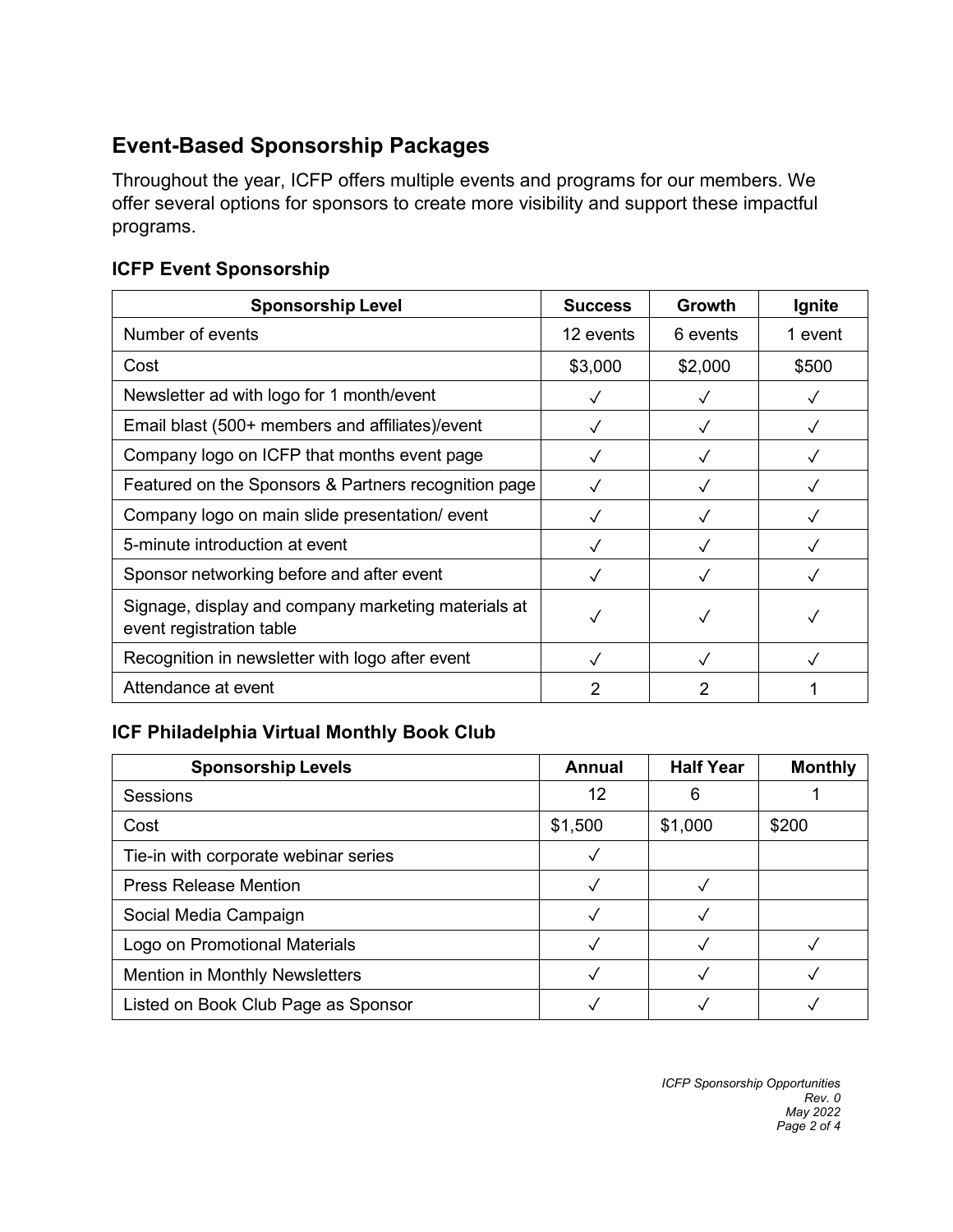## Event-Based Sponsorship Packages

Throughout the year, ICFP offers multiple events and programs for our members. We offer several options for sponsors to create more visibility and support these impactful programs.

### ICFP Event Sponsorship

| Sponsorship Level | Success | Growth | Ignite |
|---|---|---|---|
| Number of events | 12 events | 6 events | 1 event |
| Cost | $3,000 | $2,000 | $500 |
| Newsletter ad with logo for 1 month/event | ✓ | ✓ | ✓ |
| Email blast (500+ members and affiliates)/event | ✓ | ✓ | ✓ |
| Company logo on ICFP that months event page | ✓ | ✓ | ✓ |
| Featured on the Sponsors & Partners recognition page | ✓ | ✓ | ✓ |
| Company logo on main slide presentation/ event | ✓ | ✓ | ✓ |
| 5-minute introduction at event | ✓ | ✓ | ✓ |
| Sponsor networking before and after event | ✓ | ✓ | ✓ |
| Signage, display and company marketing materials at event registration table | ✓ | ✓ | ✓ |
| Recognition in newsletter with logo after event | ✓ | ✓ | ✓ |
| Attendance at event | 2 | 2 | 1 |

### ICF Philadelphia Virtual Monthly Book Club

| Sponsorship Levels | Annual | Half Year | Monthly |
|---|---|---|---|
| Sessions | 12 | 6 | 1 |
| Cost | $1,500 | $1,000 | $200 |
| Tie-in with corporate webinar series | ✓ | | |
| Press Release Mention | ✓ | ✓ | |
| Social Media Campaign | ✓ | ✓ | |
| Logo on Promotional Materials | ✓ | ✓ | ✓ |
| Mention in Monthly Newsletters | ✓ | ✓ | ✓ |
| Listed on Book Club Page as Sponsor | ✓ | ✓ | ✓ |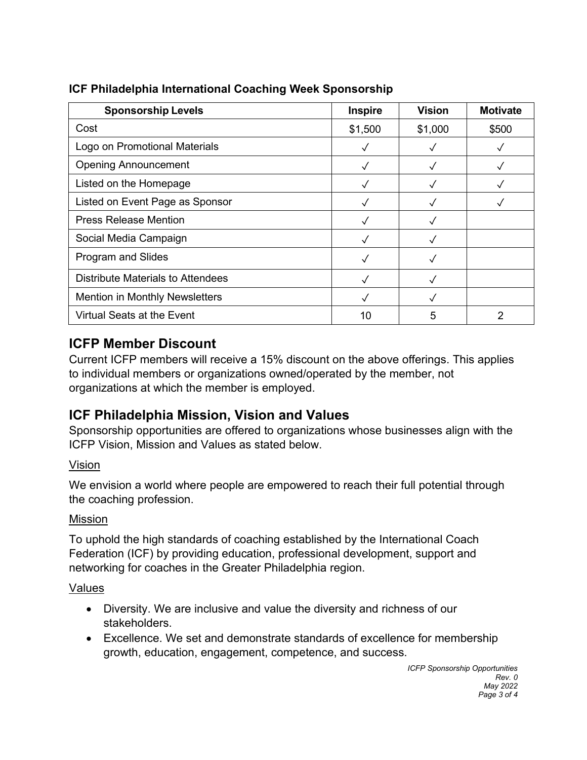**ICF Philadelphia International Coaching Week Sponsorship**

| Sponsorship Levels | Inspire | Vision | Motivate |
| --- | --- | --- | --- |
| Cost | $1,500 | $1,000 | $500 |
| Logo on Promotional Materials | ✓ | ✓ | ✓ |
| Opening Announcement | ✓ | ✓ | ✓ |
| Listed on the Homepage | ✓ | ✓ | ✓ |
| Listed on Event Page as Sponsor | ✓ | ✓ | ✓ |
| Press Release Mention | ✓ | ✓ | |
| Social Media Campaign | ✓ | ✓ | |
| Program and Slides | ✓ | ✓ | |
| Distribute Materials to Attendees | ✓ | ✓ | |
| Mention in Monthly Newsletters | ✓ | ✓ | |
| Virtual Seats at the Event | 10 | 5 | 2 |

## ICFP Member Discount

Current ICFP members will receive a 15% discount on the above offerings. This applies to individual members or organizations owned/operated by the member, not organizations at which the member is employed.

## ICF Philadelphia Mission, Vision and Values

Sponsorship opportunities are offered to organizations whose businesses align with the ICFP Vision, Mission and Values as stated below.

### Vision

We envision a world where people are empowered to reach their full potential through the coaching profession.

### Mission

To uphold the high standards of coaching established by the International Coach Federation (ICF) by providing education, professional development, support and networking for coaches in the Greater Philadelphia region.

### Values

- Diversity. We are inclusive and value the diversity and richness of our stakeholders.
- Excellence. We set and demonstrate standards of excellence for membership growth, education, engagement, competence, and success.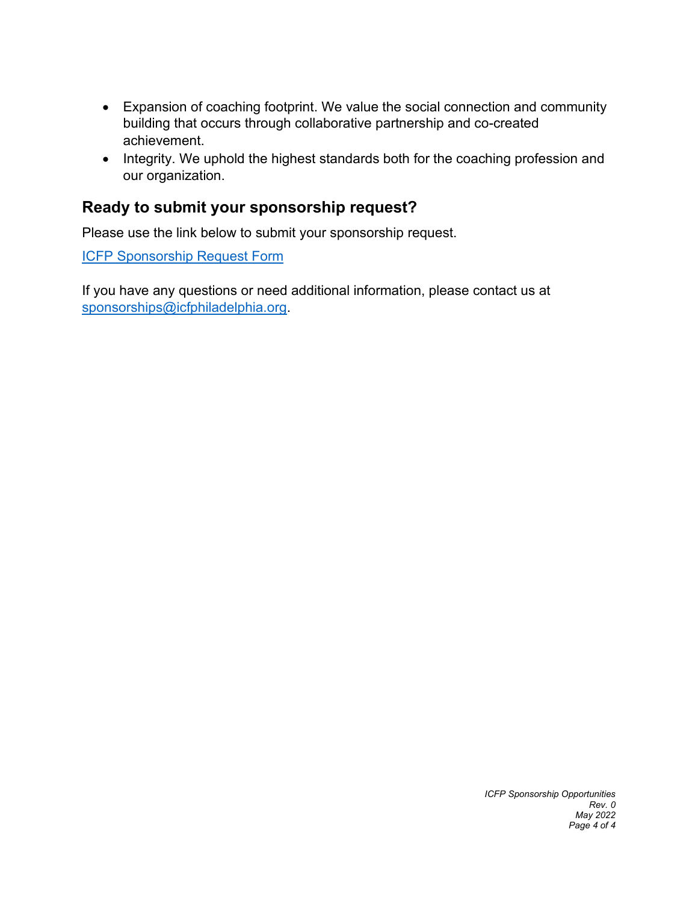- Expansion of coaching footprint. We value the social connection and community building that occurs through collaborative partnership and co-created achievement.
- Integrity. We uphold the highest standards both for the coaching profession and our organization.

## Ready to submit your sponsorship request?

Please use the link below to submit your sponsorship request.

ICFP Sponsorship Request Form

If you have any questions or need additional information, please contact us at sponsorships@icfphiladelphia.org.